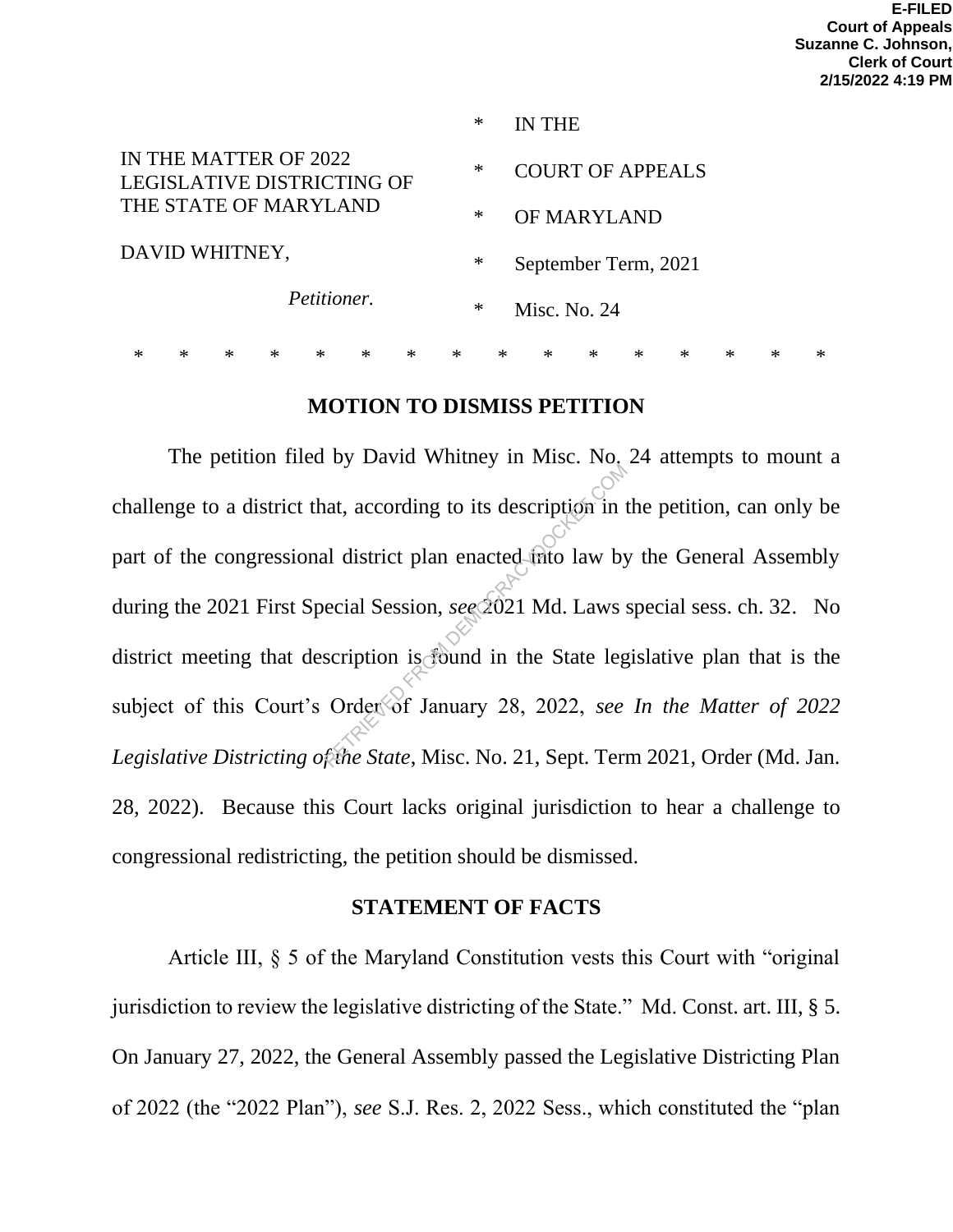E-FILED
Court of Appeals
Suzanne C. Johnson,
Clerk of Court
2/15/2022 4:19 PM

| | | |
|---|---|---|
| | * | IN THE |
| IN THE MATTER OF 2022 LEGISLATIVE DISTRICTING OF THE STATE OF MARYLAND | * | COURT OF APPEALS |
| | * | OF MARYLAND |
| DAVID WHITNEY, | * | September Term, 2021 |
| *Petitioner.* | * | Misc. No. 24 |

\* \* \* \* \* \* \* \* \* \* \* \* \* \* \* \*

## MOTION TO DISMISS PETITION

The petition filed by David Whitney in Misc. No. 24 attempts to mount a challenge to a district that, according to its description in the petition, can only be part of the congressional district plan enacted into law by the General Assembly during the 2021 First Special Session, *see* 2021 Md. Laws special sess. ch. 32. No district meeting that description is found in the State legislative plan that is the subject of this Court's Order of January 28, 2022, *see In the Matter of 2022 Legislative Districting of the State*, Misc. No. 21, Sept. Term 2021, Order (Md. Jan. 28, 2022). Because this Court lacks original jurisdiction to hear a challenge to congressional redistricting, the petition should be dismissed.

## STATEMENT OF FACTS

Article III, § 5 of the Maryland Constitution vests this Court with "original jurisdiction to review the legislative districting of the State." Md. Const. art. III, § 5. On January 27, 2022, the General Assembly passed the Legislative Districting Plan of 2022 (the "2022 Plan"), *see* S.J. Res. 2, 2022 Sess., which constituted the "plan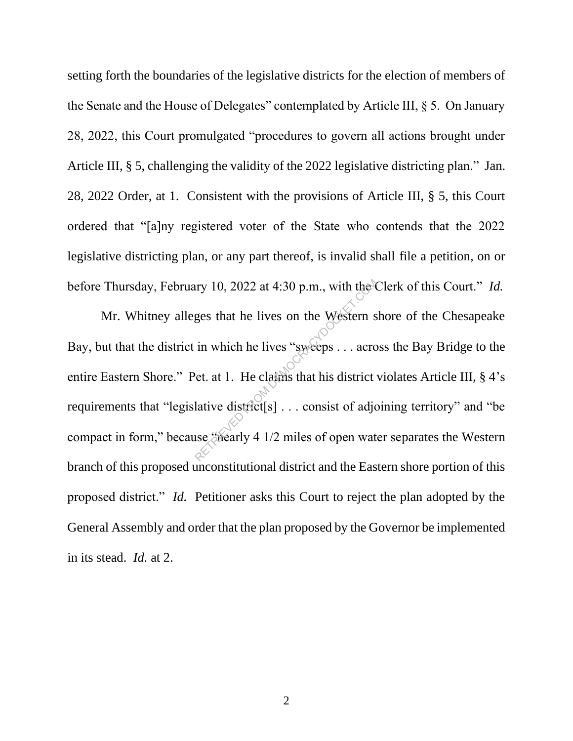setting forth the boundaries of the legislative districts for the election of members of the Senate and the House of Delegates" contemplated by Article III, § 5. On January 28, 2022, this Court promulgated "procedures to govern all actions brought under Article III, § 5, challenging the validity of the 2022 legislative districting plan." Jan. 28, 2022 Order, at 1. Consistent with the provisions of Article III, § 5, this Court ordered that "[a]ny registered voter of the State who contends that the 2022 legislative districting plan, or any part thereof, is invalid shall file a petition, on or before Thursday, February 10, 2022 at 4:30 p.m., with the Clerk of this Court." *Id.*

Mr. Whitney alleges that he lives on the Western shore of the Chesapeake Bay, but that the district in which he lives "sweeps . . . across the Bay Bridge to the entire Eastern Shore." Pet. at 1. He claims that his district violates Article III, § 4's requirements that "legislative district[s] . . . consist of adjoining territory" and "be compact in form," because "nearly 4 1/2 miles of open water separates the Western branch of this proposed unconstitutional district and the Eastern shore portion of this proposed district." *Id.* Petitioner asks this Court to reject the plan adopted by the General Assembly and order that the plan proposed by the Governor be implemented in its stead. *Id.* at 2.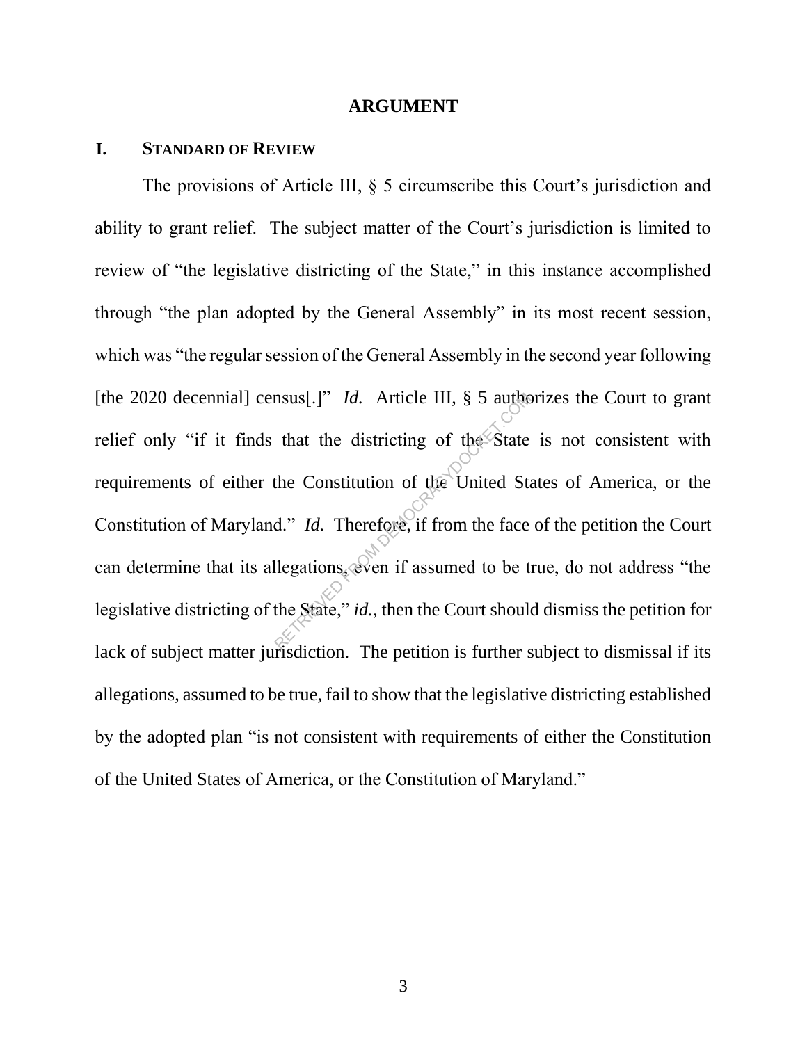# ARGUMENT

## I. STANDARD OF REVIEW

The provisions of Article III, § 5 circumscribe this Court's jurisdiction and ability to grant relief. The subject matter of the Court's jurisdiction is limited to review of "the legislative districting of the State," in this instance accomplished through "the plan adopted by the General Assembly" in its most recent session, which was "the regular session of the General Assembly in the second year following [the 2020 decennial] census[.]" *Id.* Article III, § 5 authorizes the Court to grant relief only "if it finds that the districting of the State is not consistent with requirements of either the Constitution of the United States of America, or the Constitution of Maryland." *Id.* Therefore, if from the face of the petition the Court can determine that its allegations, even if assumed to be true, do not address "the legislative districting of the State," *id.*, then the Court should dismiss the petition for lack of subject matter jurisdiction. The petition is further subject to dismissal if its allegations, assumed to be true, fail to show that the legislative districting established by the adopted plan "is not consistent with requirements of either the Constitution of the United States of America, or the Constitution of Maryland."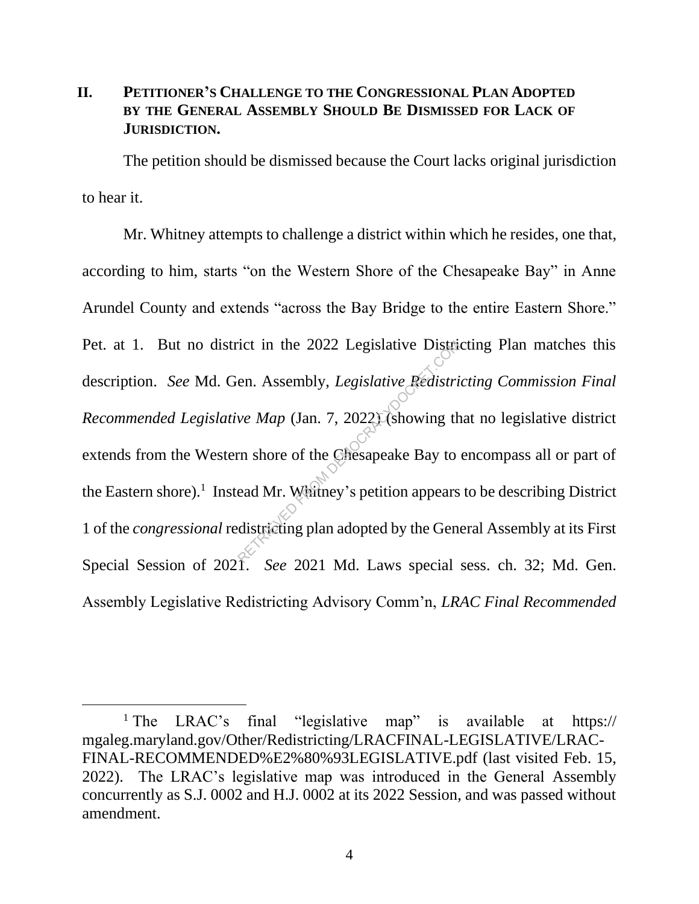## II. Petitioner's Challenge to the Congressional Plan Adopted by the General Assembly Should Be Dismissed for Lack of Jurisdiction.

The petition should be dismissed because the Court lacks original jurisdiction to hear it.

Mr. Whitney attempts to challenge a district within which he resides, one that, according to him, starts "on the Western Shore of the Chesapeake Bay" in Anne Arundel County and extends "across the Bay Bridge to the entire Eastern Shore." Pet. at 1. But no district in the 2022 Legislative Districting Plan matches this description. *See* Md. Gen. Assembly, *Legislative Redistricting Commission Final Recommended Legislative Map* (Jan. 7, 2022) (showing that no legislative district extends from the Western shore of the Chesapeake Bay to encompass all or part of the Eastern shore).[1] Instead Mr. Whitney's petition appears to be describing District 1 of the *congressional* redistricting plan adopted by the General Assembly at its First Special Session of 2021. *See* 2021 Md. Laws special sess. ch. 32; Md. Gen. Assembly Legislative Redistricting Advisory Comm'n, *LRAC Final Recommended*

[1] The LRAC's final "legislative map" is available at https:// mgaleg.maryland.gov/Other/Redistricting/LRACFINAL-LEGISLATIVE/LRAC-FINAL-RECOMMENDED%E2%80%93LEGISLATIVE.pdf (last visited Feb. 15, 2022). The LRAC's legislative map was introduced in the General Assembly concurrently as S.J. 0002 and H.J. 0002 at its 2022 Session, and was passed without amendment.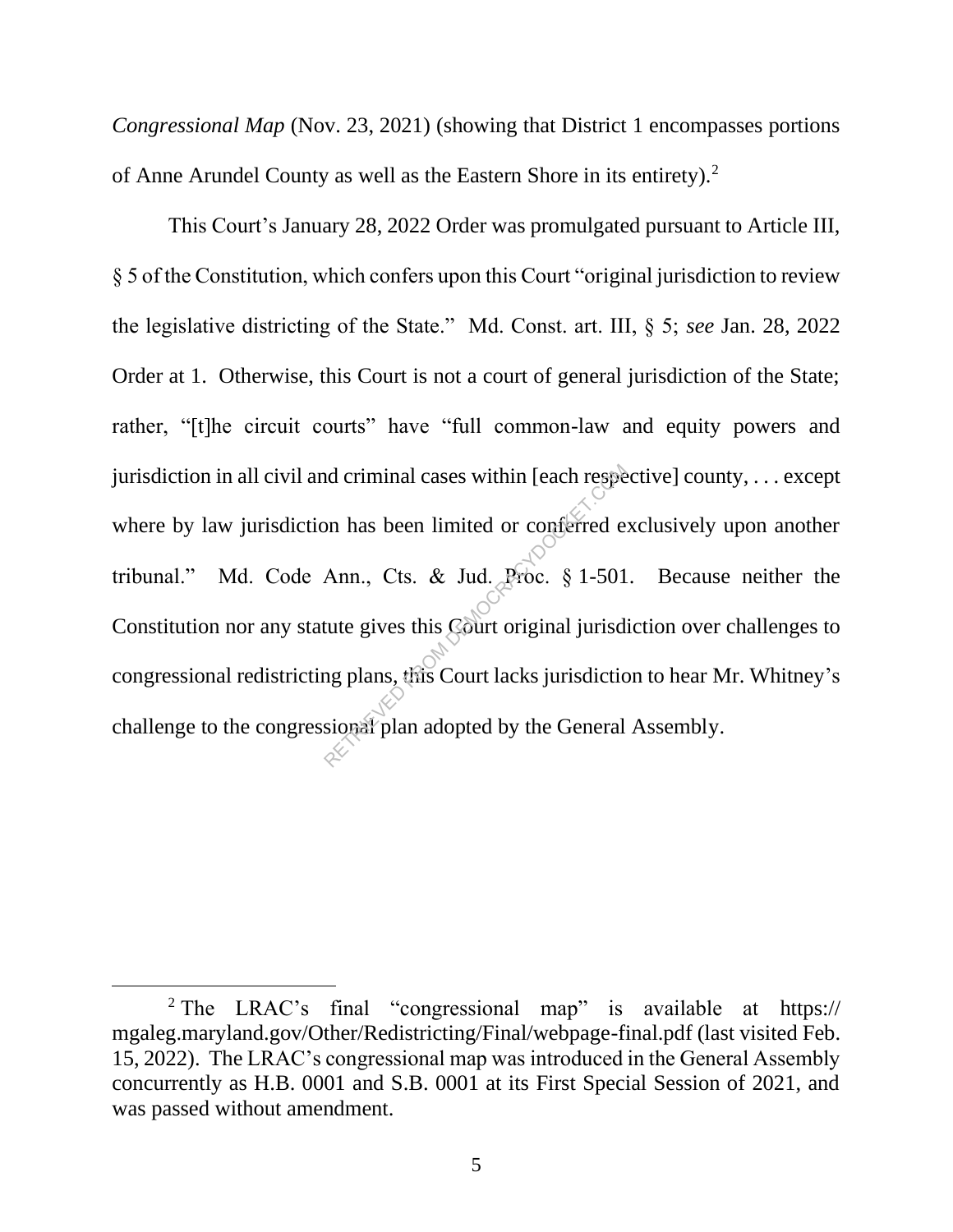*Congressional Map* (Nov. 23, 2021) (showing that District 1 encompasses portions of Anne Arundel County as well as the Eastern Shore in its entirety).[2]

This Court's January 28, 2022 Order was promulgated pursuant to Article III, § 5 of the Constitution, which confers upon this Court "original jurisdiction to review the legislative districting of the State." Md. Const. art. III, § 5; *see* Jan. 28, 2022 Order at 1. Otherwise, this Court is not a court of general jurisdiction of the State; rather, "[t]he circuit courts" have "full common-law and equity powers and jurisdiction in all civil and criminal cases within [each respective] county, . . . except where by law jurisdiction has been limited or conferred exclusively upon another tribunal." Md. Code Ann., Cts. & Jud. Proc. § 1-501. Because neither the Constitution nor any statute gives this Court original jurisdiction over challenges to congressional redistricting plans, this Court lacks jurisdiction to hear Mr. Whitney's challenge to the congressional plan adopted by the General Assembly.

---

[2] The LRAC's final "congressional map" is available at https:// mgaleg.maryland.gov/Other/Redistricting/Final/webpage-final.pdf (last visited Feb. 15, 2022). The LRAC's congressional map was introduced in the General Assembly concurrently as H.B. 0001 and S.B. 0001 at its First Special Session of 2021, and was passed without amendment.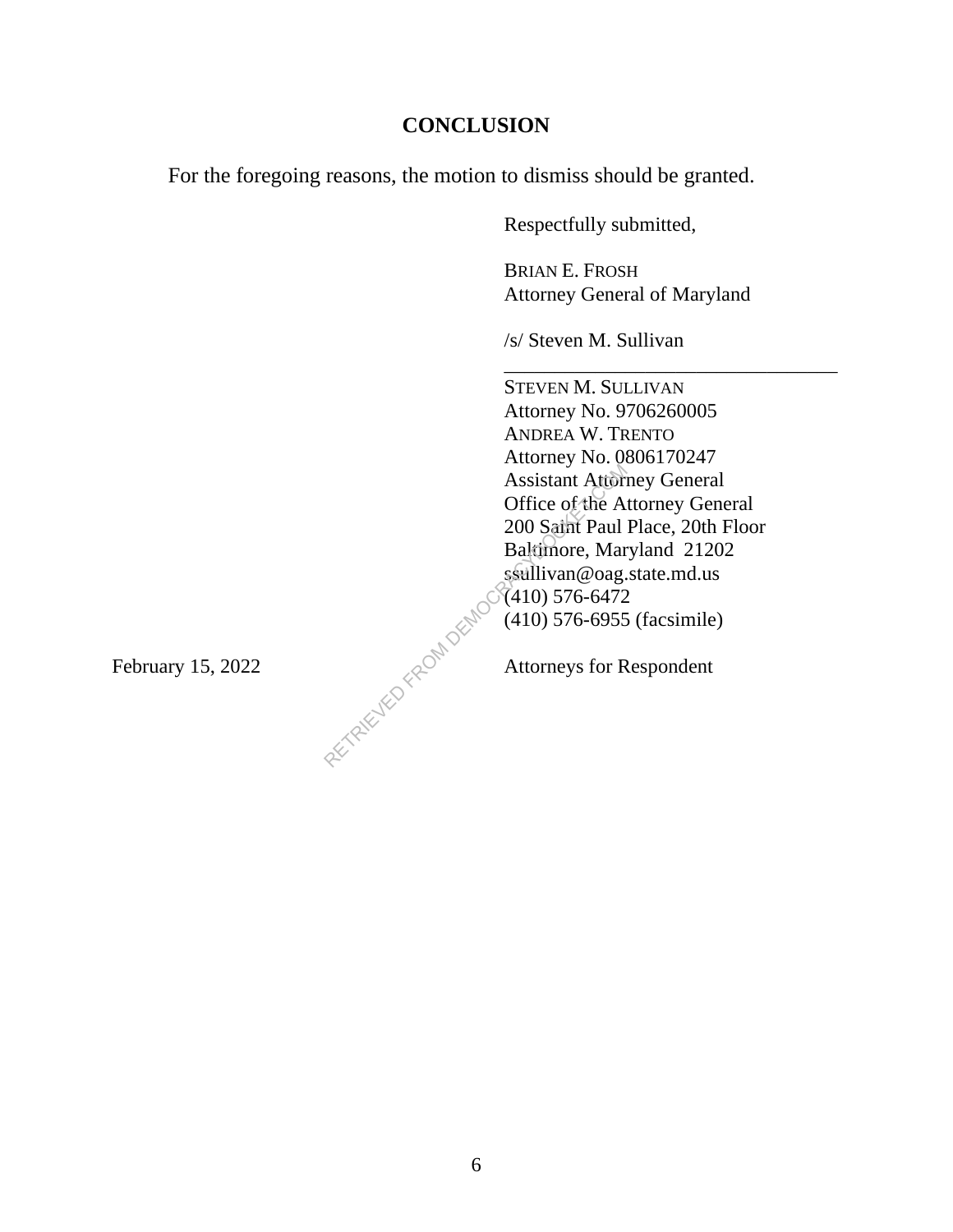## CONCLUSION

For the foregoing reasons, the motion to dismiss should be granted.

Respectfully submitted,

BRIAN E. FROSH
Attorney General of Maryland

/s/ Steven M. Sullivan
\_\_\_\_\_\_\_\_\_\_\_\_\_\_\_\_\_\_\_\_\_\_\_\_\_\_\_\_\_\_\_\_\_\_

STEVEN M. SULLIVAN
Attorney No. 9706260005
ANDREA W. TRENTO
Attorney No. 0806170247
Assistant Attorney General
Office of the Attorney General
200 Saint Paul Place, 20th Floor
Baltimore, Maryland 21202
ssullivan@oag.state.md.us
(410) 576-6472
(410) 576-6955 (facsimile)

February 15, 2022

Attorneys for Respondent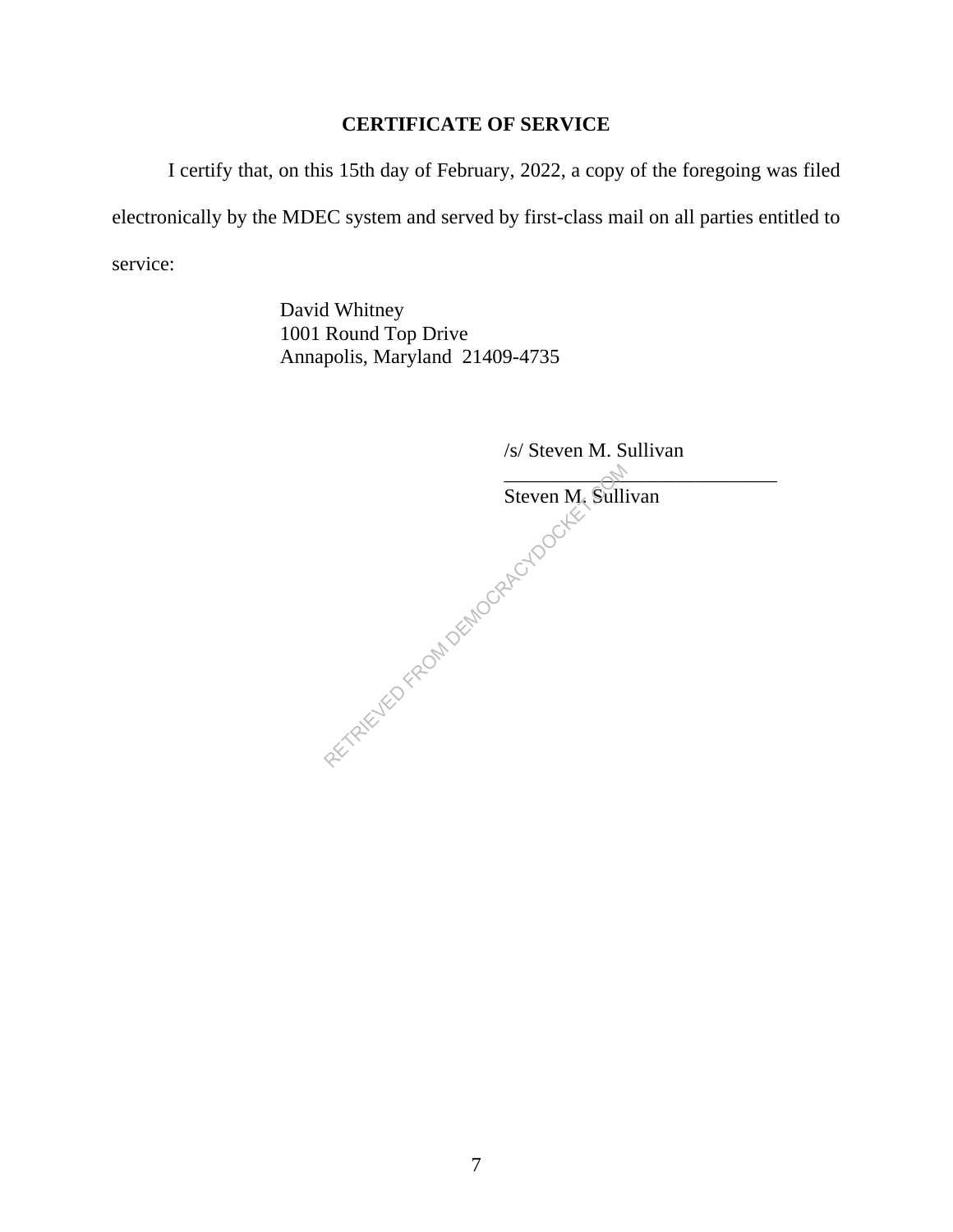# CERTIFICATE OF SERVICE

I certify that, on this 15th day of February, 2022, a copy of the foregoing was filed electronically by the MDEC system and served by first-class mail on all parties entitled to service:

David Whitney
1001 Round Top Drive
Annapolis, Maryland 21409-4735

/s/ Steven M. Sullivan
____________________________
Steven M. Sullivan